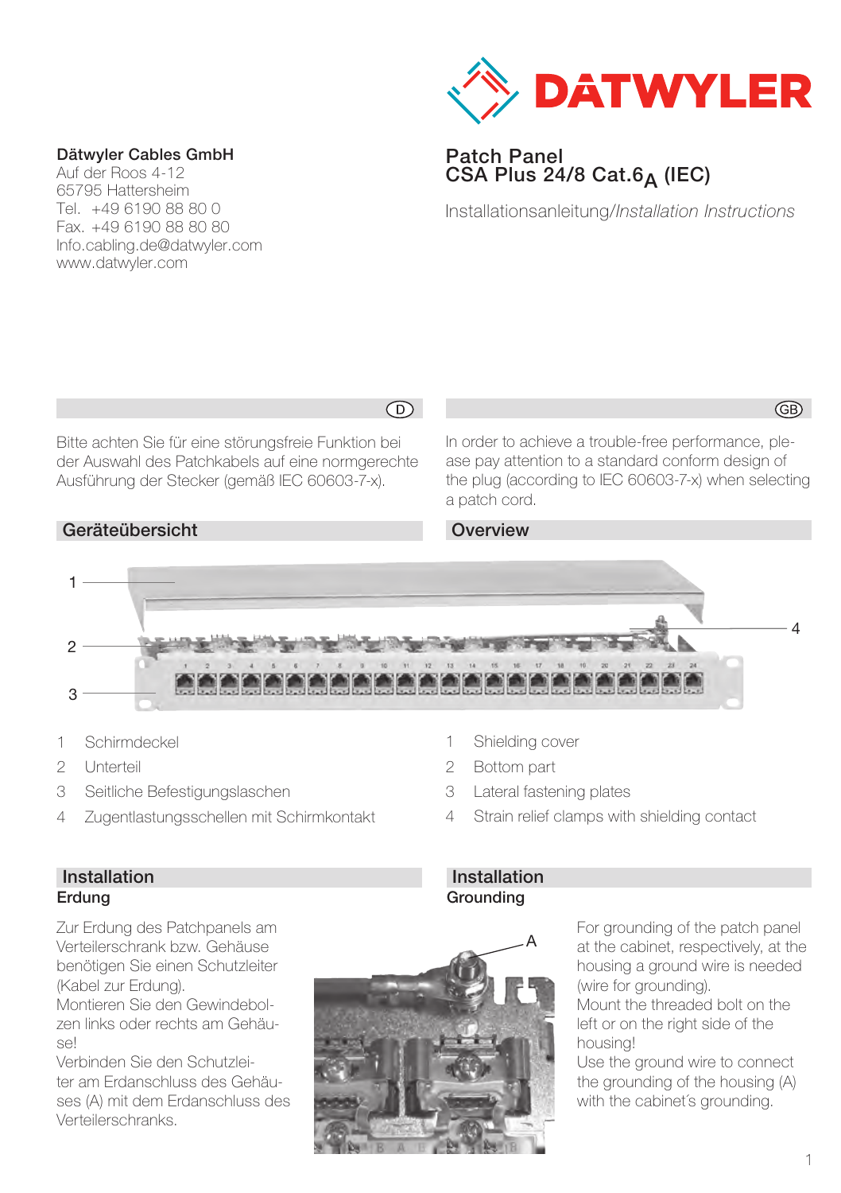DATWYLER

**Dätwyler Cables GmbH**
Auf der Roos 4-12
65795 Hattersheim
Tel. +49 6190 88 80 0
Fax. +49 6190 88 80 80
Info.cabling.de@datwyler.com
www.datwyler.com

# Patch Panel
# CSA Plus 24/8 Cat.$6_A$ (IEC)

Installationsanleitung/*Installation Instructions*

D

Bitte achten Sie für eine störungsfreie Funktion bei der Auswahl des Patchkabels auf eine normgerechte Ausführung der Stecker (gemäß IEC 60603-7-x).

## Geräteübersicht

1. Schirmdeckel
2. Unterteil
3. Seitliche Befestigungslaschen
4. Zugentlastungsschellen mit Schirmkontakt

## Installation

### Erdung

Zur Erdung des Patchpanels am Verteilerschrank bzw. Gehäuse benötigen Sie einen Schutzleiter (Kabel zur Erdung).
Montieren Sie den Gewindebolzen links oder rechts am Gehäuse!
Verbinden Sie den Schutzleiter am Erdanschluss des Gehäuses (A) mit dem Erdanschluss des Verteilerschranks.

GB

In order to achieve a trouble-free performance, please pay attention to a standard conform design of the plug (according to IEC 60603-7-x) when selecting a patch cord.

## Overview

1. Shielding cover
2. Bottom part
3. Lateral fastening plates
4. Strain relief clamps with shielding contact

## Installation

### Grounding

For grounding of the patch panel at the cabinet, respectively, at the housing a ground wire is needed (wire for grounding).
Mount the threaded bolt on the left or on the right side of the housing!
Use the ground wire to connect the grounding of the housing (A) with the cabinet´s grounding.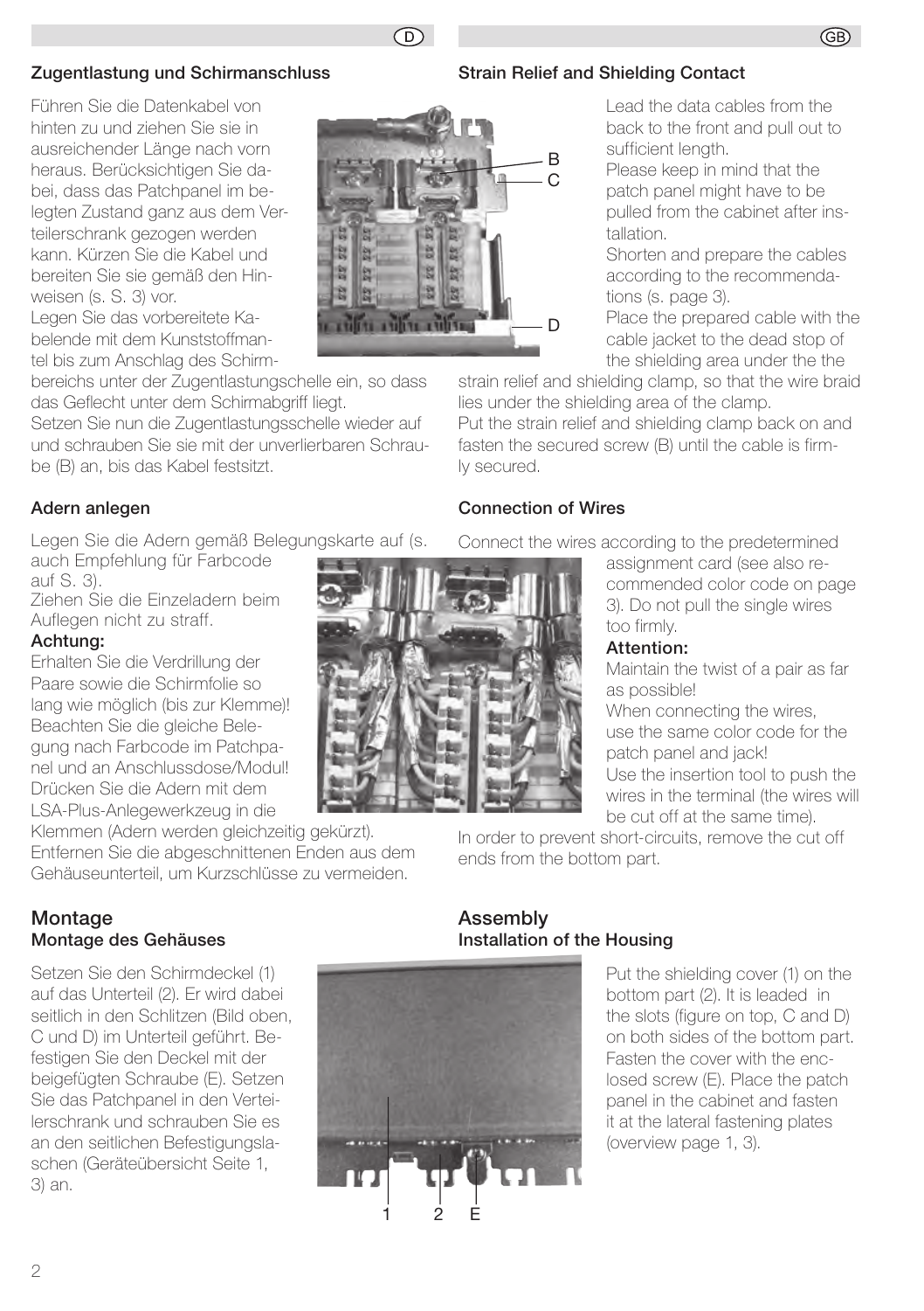## Zugentlastung und Schirmanschluss

Führen Sie die Datenkabel von hinten zu und ziehen Sie sie in ausreichender Länge nach vorn heraus. Berücksichtigen Sie dabei, dass das Patchpanel im belegten Zustand ganz aus dem Verteilerschrank gezogen werden kann. Kürzen Sie die Kabel und bereiten Sie sie gemäß den Hinweisen (s. S. 3) vor.

Legen Sie das vorbereitete Kabelende mit dem Kunststoffmantel bis zum Anschlag des Schirmbereichs unter der Zugentlastungschelle ein, so dass das Geflecht unter dem Schirmabgriff liegt.

Setzen Sie nun die Zugentlastungsschelle wieder auf und schrauben Sie sie mit der unverlierbaren Schraube (B) an, bis das Kabel festsitzt.

B
C
D

## Adern anlegen

Legen Sie die Adern gemäß Belegungskarte auf (s. auch Empfehlung für Farbcode auf S. 3).

Ziehen Sie die Einzeladern beim Auflegen nicht zu straff.

**Achtung:**

Erhalten Sie die Verdrillung der Paare sowie die Schirmfolie so lang wie möglich (bis zur Klemme)!

Beachten Sie die gleiche Belegung nach Farbcode im Patchpanel und an Anschlussdose/Modul!

Drücken Sie die Adern mit dem LSA-Plus-Anlegewerkzeug in die Klemmen (Adern werden gleichzeitig gekürzt).

Entfernen Sie die abgeschnittenen Enden aus dem Gehäuseunterteil, um Kurzschlüsse zu vermeiden.

# Montage

## Montage des Gehäuses

Setzen Sie den Schirmdeckel (1) auf das Unterteil (2). Er wird dabei seitlich in den Schlitzen (Bild oben, C und D) im Unterteil geführt. Befestigen Sie den Deckel mit der beigefügten Schraube (E). Setzen Sie das Patchpanel in den Verteilerschrank und schrauben Sie es an den seitlichen Befestigungslaschen (Geräteübersicht Seite 1, 3) an.

1 2 E

## Strain Relief and Shielding Contact

Lead the data cables from the back to the front and pull out to sufficient length.

Please keep in mind that the patch panel might have to be pulled from the cabinet after installation.

Shorten and prepare the cables according to the recommendations (s. page 3).

Place the prepared cable with the cable jacket to the dead stop of the shielding area under the the strain relief and shielding clamp, so that the wire braid lies under the shielding area of the clamp.

Put the strain relief and shielding clamp back on and fasten the secured screw (B) until the cable is firmly secured.

## Connection of Wires

Connect the wires according to the predetermined assignment card (see also recommended color code on page 3). Do not pull the single wires too firmly.

**Attention:**

Maintain the twist of a pair as far as possible!

When connecting the wires, use the same color code for the patch panel and jack!

Use the insertion tool to push the wires in the terminal (the wires will be cut off at the same time).

In order to prevent short-circuits, remove the cut off ends from the bottom part.

# Assembly

## Installation of the Housing

Put the shielding cover (1) on the bottom part (2). It is leaded in the slots (figure on top, C and D) on both sides of the bottom part. Fasten the cover with the enclosed screw (E). Place the patch panel in the cabinet and fasten it at the lateral fastening plates (overview page 1, 3).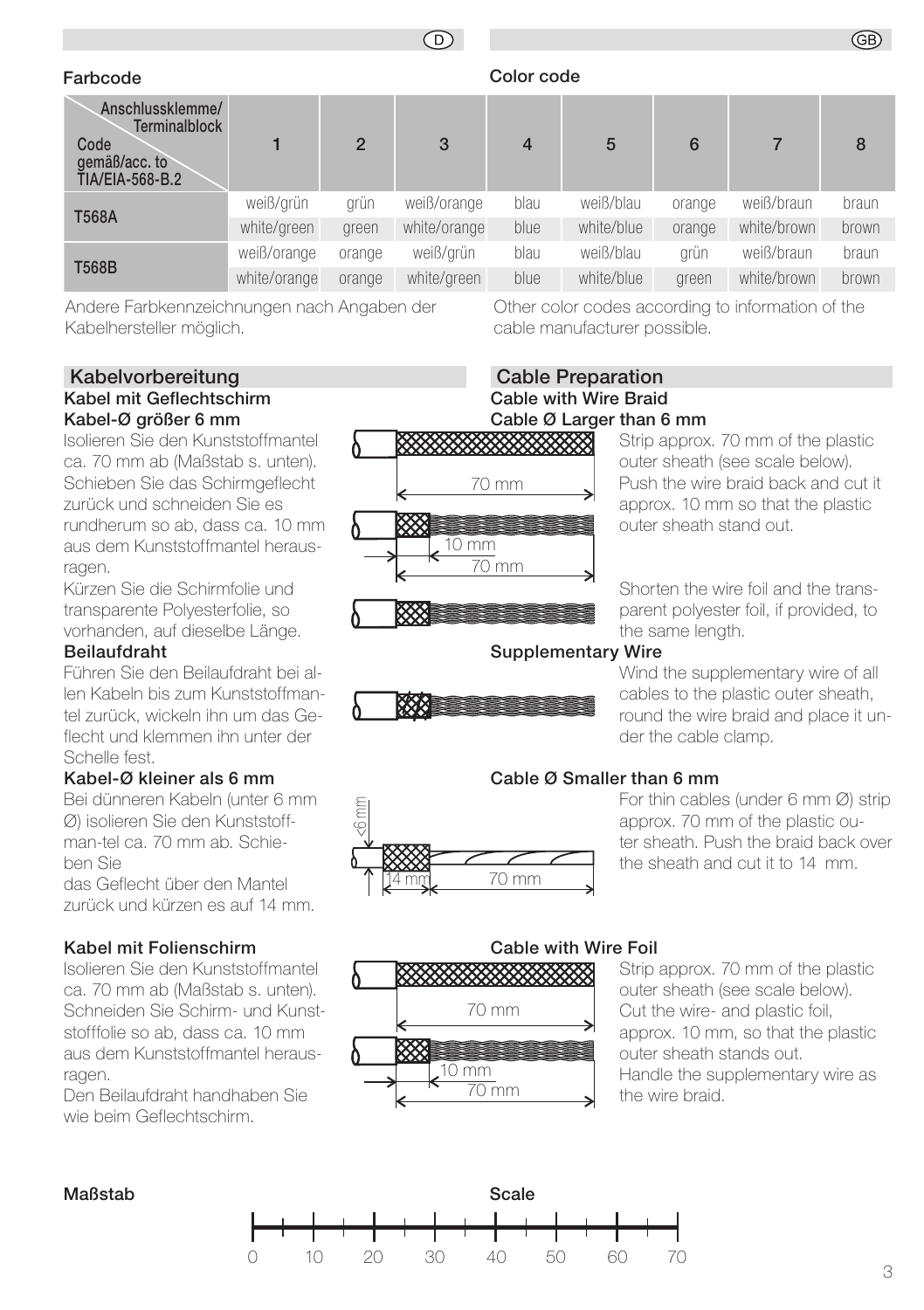## Farbcode

## Color code

| Anschlussklemme/ Terminalblock / Code gemäß/acc. to TIA/EIA-568-B.2 | 1 | 2 | 3 | 4 | 5 | 6 | 7 | 8 |
|---|---|---|---|---|---|---|---|---|
| T568A | weiß/grün | grün | weiß/orange | blau | weiß/blau | orange | weiß/braun | braun |
| | white/green | green | white/orange | blue | white/blue | orange | white/brown | brown |
| T568B | weiß/orange | orange | weiß/grün | blau | weiß/blau | grün | weiß/braun | braun |
| | white/orange | orange | white/green | blue | white/blue | green | white/brown | brown |

Andere Farbkennzeichnungen nach Angaben der Kabelhersteller möglich.

Other color codes according to information of the cable manufacturer possible.

## Kabelvorbereitung

### Kabel mit Geflechtschirm
### Kabel-Ø größer 6 mm

Isolieren Sie den Kunststoffmantel ca. 70 mm ab (Maßstab s. unten). Schieben Sie das Schirmgeflecht zurück und schneiden Sie es rundherum so ab, dass ca. 10 mm aus dem Kunststoffmantel herausragen.

Kürzen Sie die Schirmfolie und transparente Polyesterfolie, so vorhanden, auf dieselbe Länge.

### Beilaufdraht

Führen Sie den Beilaufdraht bei allen Kabeln bis zum Kunststoffmantel zurück, wickeln ihn um das Geflecht und klemmen ihn unter der Schelle fest.

### Kabel-Ø kleiner als 6 mm

Bei dünneren Kabeln (unter 6 mm Ø) isolieren Sie den Kunststoffman-tel ca. 70 mm ab. Schieben Sie das Geflecht über den Mantel zurück und kürzen es auf 14 mm.

### Kabel mit Folienschirm

Isolieren Sie den Kunststoffmantel ca. 70 mm ab (Maßstab s. unten). Schneiden Sie Schirm- und Kunststofffolie so ab, dass ca. 10 mm aus dem Kunststoffmantel herausragen.

Den Beilaufdraht handhaben Sie wie beim Geflechtschirm.

## Cable Preparation

### Cable with Wire Braid
### Cable Ø Larger than 6 mm

Strip approx. 70 mm of the plastic outer sheath (see scale below). Push the wire braid back and cut it approx. 10 mm so that the plastic outer sheath stand out.

70 mm

10 mm

70 mm

Shorten the wire foil and the transparent polyester foil, if provided, to the same length.

### Supplementary Wire

Wind the supplementary wire of all cables to the plastic outer sheath, round the wire braid and place it under the cable clamp.

### Cable Ø Smaller than 6 mm

<6 mm

14 mm

70 mm

For thin cables (under 6 mm Ø) strip approx. 70 mm of the plastic outer sheath. Push the braid back over the sheath and cut it to 14 mm.

### Cable with Wire Foil

Strip approx. 70 mm of the plastic outer sheath (see scale below). Cut the wire- and plastic foil, approx. 10 mm, so that the plastic outer sheath stands out.

Handle the supplementary wire as the wire braid.

70 mm

10 mm

70 mm

**Maßstab** / **Scale**

0 10 20 30 40 50 60 70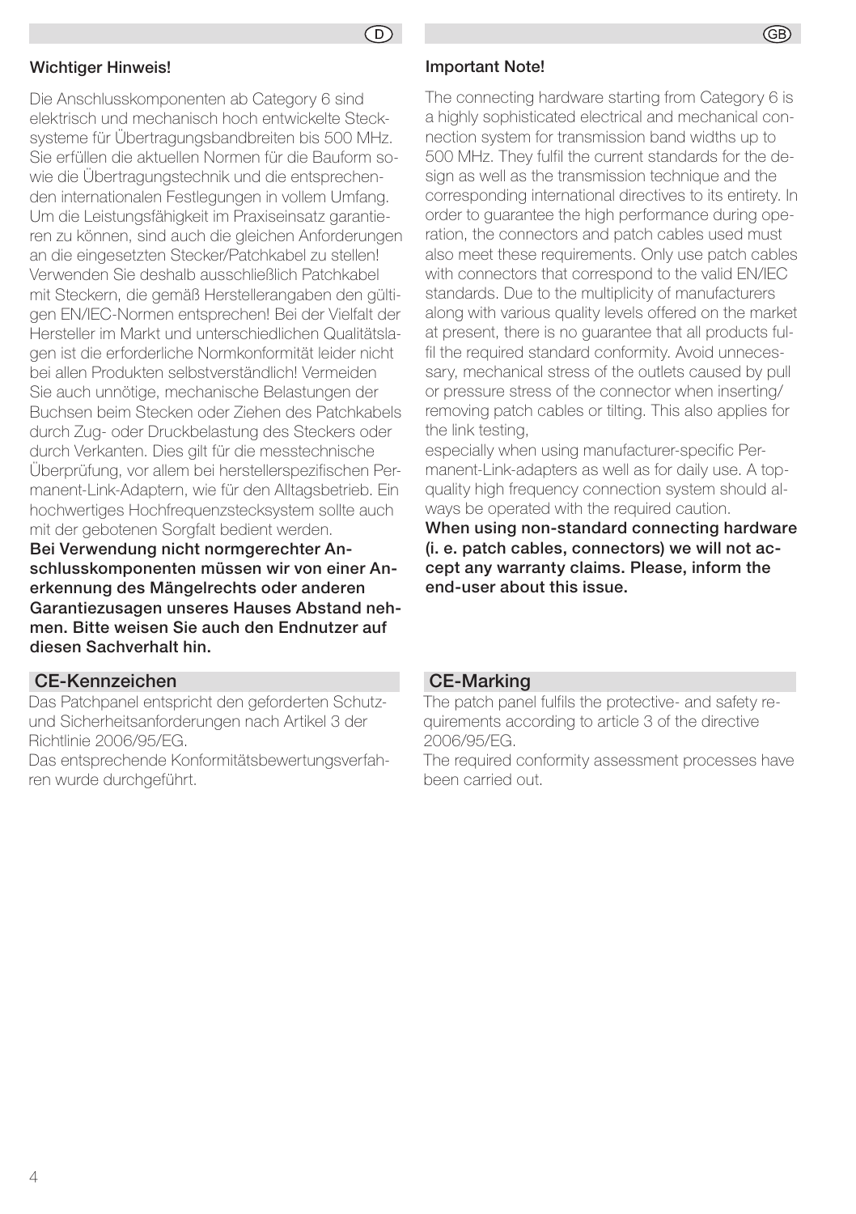## Wichtiger Hinweis!

Die Anschlusskomponenten ab Category 6 sind elektrisch und mechanisch hoch entwickelte Stecksysteme für Übertragungsbandbreiten bis 500 MHz. Sie erfüllen die aktuellen Normen für die Bauform sowie die Übertragungstechnik und die entsprechenden internationalen Festlegungen in vollem Umfang. Um die Leistungsfähigkeit im Praxiseinsatz garantieren zu können, sind auch die gleichen Anforderungen an die eingesetzten Stecker/Patchkabel zu stellen! Verwenden Sie deshalb ausschließlich Patchkabel mit Steckern, die gemäß Herstellerangaben den gültigen EN/IEC-Normen entsprechen! Bei der Vielfalt der Hersteller im Markt und unterschiedlichen Qualitätslagen ist die erforderliche Normkonformität leider nicht bei allen Produkten selbstverständlich! Vermeiden Sie auch unnötige, mechanische Belastungen der Buchsen beim Stecken oder Ziehen des Patchkabels durch Zug- oder Druckbelastung des Steckers oder durch Verkanten. Dies gilt für die messtechnische Überprüfung, vor allem bei herstellerspezifischen Permanent-Link-Adaptern, wie für den Alltagsbetrieb. Ein hochwertiges Hochfrequenzstecksystem sollte auch mit der gebotenen Sorgfalt bedient werden.

**Bei Verwendung nicht normgerechter Anschlusskomponenten müssen wir von einer Anerkennung des Mängelrechts oder anderen Garantiezusagen unseres Hauses Abstand nehmen. Bitte weisen Sie auch den Endnutzer auf diesen Sachverhalt hin.**

## CE-Kennzeichen

Das Patchpanel entspricht den geforderten Schutz- und Sicherheitsanforderungen nach Artikel 3 der Richtlinie 2006/95/EG.

Das entsprechende Konformitätsbewertungsverfahren wurde durchgeführt.

## Important Note!

The connecting hardware starting from Category 6 is a highly sophisticated electrical and mechanical connection system for transmission band widths up to 500 MHz. They fulfil the current standards for the design as well as the transmission technique and the corresponding international directives to its entirety. In order to guarantee the high performance during operation, the connectors and patch cables used must also meet these requirements. Only use patch cables with connectors that correspond to the valid EN/IEC standards. Due to the multiplicity of manufacturers along with various quality levels offered on the market at present, there is no guarantee that all products fulfil the required standard conformity. Avoid unnecessary, mechanical stress of the outlets caused by pull or pressure stress of the connector when inserting/removing patch cables or tilting. This also applies for the link testing,

especially when using manufacturer-specific Permanent-Link-adapters as well as for daily use. A top-quality high frequency connection system should always be operated with the required caution.

**When using non-standard connecting hardware (i. e. patch cables, connectors) we will not accept any warranty claims. Please, inform the end-user about this issue.**

## CE-Marking

The patch panel fulfils the protective- and safety requirements according to article 3 of the directive 2006/95/EG.

The required conformity assessment processes have been carried out.